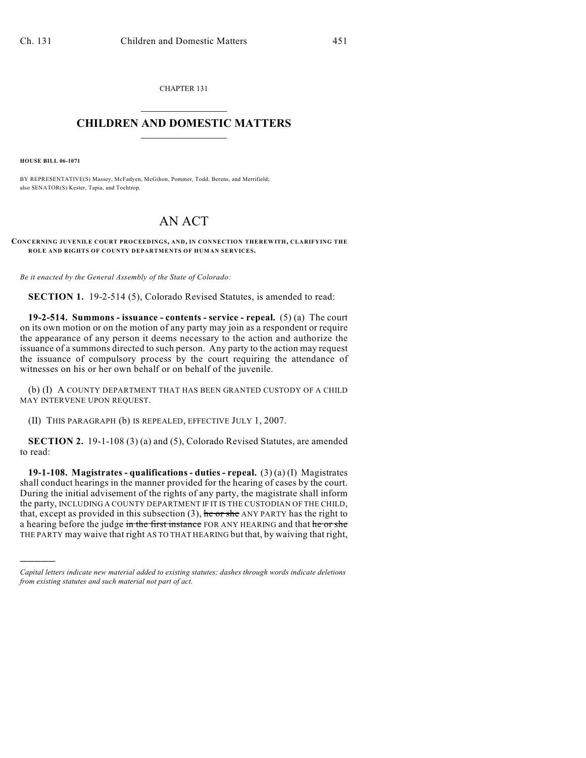CHAPTER 131

# CHILDREN AND DOMESTIC MATTERS

**HOUSE BILL 06-1071**

BY REPRESENTATIVE(S) Massey, McFadyen, McGihon, Pommer, Todd, Berens, and Merrifield;
also SENATOR(S) Kester, Tapia, and Tochtrop.

# AN ACT

**CONCERNING JUVENILE COURT PROCEEDINGS, AND, IN CONNECTION THEREWITH, CLARIFYING THE ROLE AND RIGHTS OF COUNTY DEPARTMENTS OF HUMAN SERVICES.**

*Be it enacted by the General Assembly of the State of Colorado:*

**SECTION 1.** 19-2-514 (5), Colorado Revised Statutes, is amended to read:

**19-2-514. Summons - issuance - contents - service - repeal.** (5) (a) The court on its own motion or on the motion of any party may join as a respondent or require the appearance of any person it deems necessary to the action and authorize the issuance of a summons directed to such person. Any party to the action may request the issuance of compulsory process by the court requiring the attendance of witnesses on his or her own behalf or on behalf of the juvenile.

(b) (I) A COUNTY DEPARTMENT THAT HAS BEEN GRANTED CUSTODY OF A CHILD MAY INTERVENE UPON REQUEST.

(II) THIS PARAGRAPH (b) IS REPEALED, EFFECTIVE JULY 1, 2007.

**SECTION 2.** 19-1-108 (3) (a) and (5), Colorado Revised Statutes, are amended to read:

**19-1-108. Magistrates - qualifications - duties - repeal.** (3) (a) (I) Magistrates shall conduct hearings in the manner provided for the hearing of cases by the court. During the initial advisement of the rights of any party, the magistrate shall inform the party, INCLUDING A COUNTY DEPARTMENT IF IT IS THE CUSTODIAN OF THE CHILD, that, except as provided in this subsection (3), ~~he or she~~ ANY PARTY has the right to a hearing before the judge ~~in the first instance~~ FOR ANY HEARING and that ~~he or she~~ THE PARTY may waive that right AS TO THAT HEARING but that, by waiving that right,

*Capital letters indicate new material added to existing statutes; dashes through words indicate deletions from existing statutes and such material not part of act.*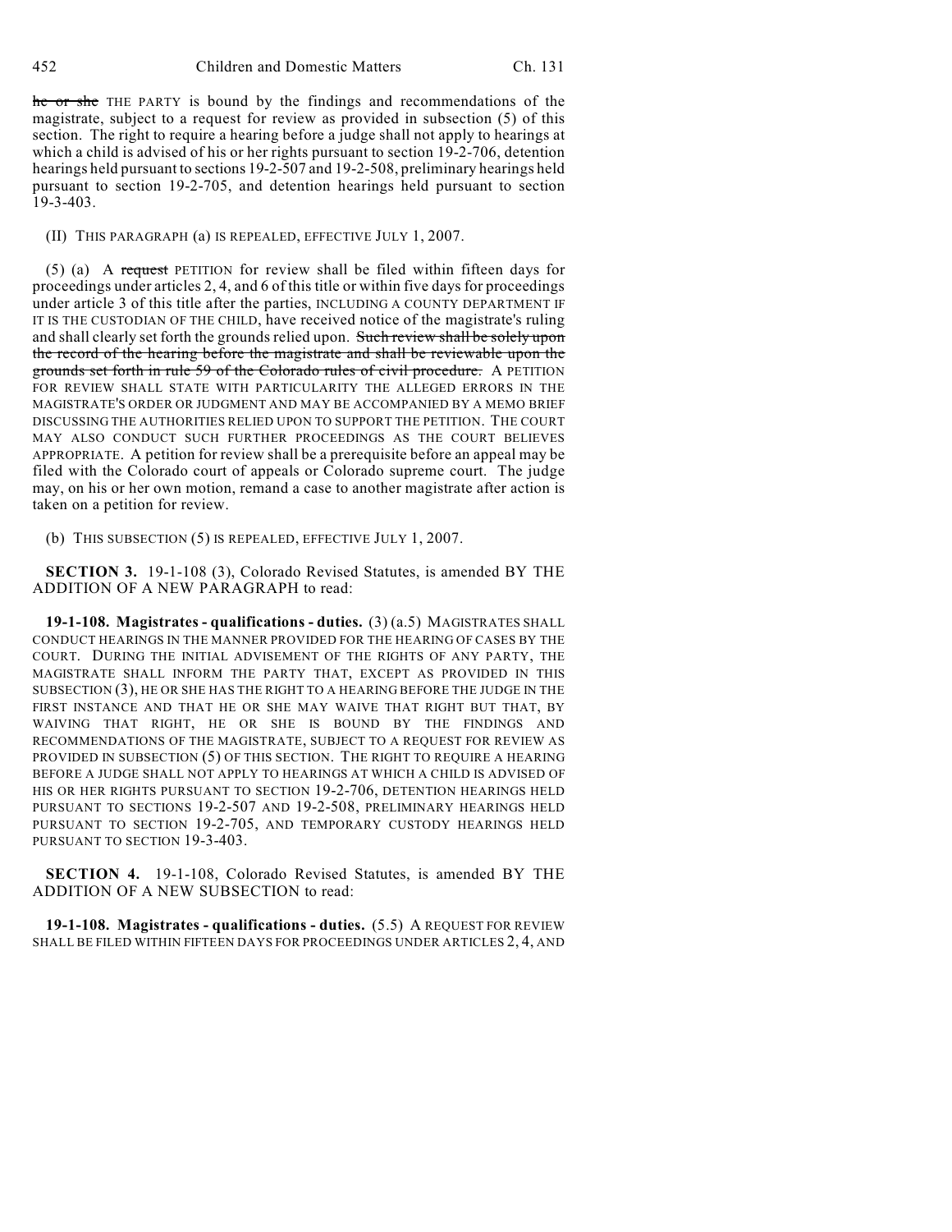~~he or she~~ THE PARTY is bound by the findings and recommendations of the magistrate, subject to a request for review as provided in subsection (5) of this section. The right to require a hearing before a judge shall not apply to hearings at which a child is advised of his or her rights pursuant to section 19-2-706, detention hearings held pursuant to sections 19-2-507 and 19-2-508, preliminary hearings held pursuant to section 19-2-705, and detention hearings held pursuant to section 19-3-403.

(II) THIS PARAGRAPH (a) IS REPEALED, EFFECTIVE JULY 1, 2007.

(5) (a) A ~~request~~ PETITION for review shall be filed within fifteen days for proceedings under articles 2, 4, and 6 of this title or within five days for proceedings under article 3 of this title after the parties, INCLUDING A COUNTY DEPARTMENT IF IT IS THE CUSTODIAN OF THE CHILD, have received notice of the magistrate's ruling and shall clearly set forth the grounds relied upon. ~~Such review shall be solely upon the record of the hearing before the magistrate and shall be reviewable upon the grounds set forth in rule 59 of the Colorado rules of civil procedure.~~ A PETITION FOR REVIEW SHALL STATE WITH PARTICULARITY THE ALLEGED ERRORS IN THE MAGISTRATE'S ORDER OR JUDGMENT AND MAY BE ACCOMPANIED BY A MEMO BRIEF DISCUSSING THE AUTHORITIES RELIED UPON TO SUPPORT THE PETITION. THE COURT MAY ALSO CONDUCT SUCH FURTHER PROCEEDINGS AS THE COURT BELIEVES APPROPRIATE. A petition for review shall be a prerequisite before an appeal may be filed with the Colorado court of appeals or Colorado supreme court. The judge may, on his or her own motion, remand a case to another magistrate after action is taken on a petition for review.

(b) THIS SUBSECTION (5) IS REPEALED, EFFECTIVE JULY 1, 2007.

**SECTION 3.** 19-1-108 (3), Colorado Revised Statutes, is amended BY THE ADDITION OF A NEW PARAGRAPH to read:

**19-1-108. Magistrates - qualifications - duties.** (3) (a.5) MAGISTRATES SHALL CONDUCT HEARINGS IN THE MANNER PROVIDED FOR THE HEARING OF CASES BY THE COURT. DURING THE INITIAL ADVISEMENT OF THE RIGHTS OF ANY PARTY, THE MAGISTRATE SHALL INFORM THE PARTY THAT, EXCEPT AS PROVIDED IN THIS SUBSECTION (3), HE OR SHE HAS THE RIGHT TO A HEARING BEFORE THE JUDGE IN THE FIRST INSTANCE AND THAT HE OR SHE MAY WAIVE THAT RIGHT BUT THAT, BY WAIVING THAT RIGHT, HE OR SHE IS BOUND BY THE FINDINGS AND RECOMMENDATIONS OF THE MAGISTRATE, SUBJECT TO A REQUEST FOR REVIEW AS PROVIDED IN SUBSECTION (5) OF THIS SECTION. THE RIGHT TO REQUIRE A HEARING BEFORE A JUDGE SHALL NOT APPLY TO HEARINGS AT WHICH A CHILD IS ADVISED OF HIS OR HER RIGHTS PURSUANT TO SECTION 19-2-706, DETENTION HEARINGS HELD PURSUANT TO SECTIONS 19-2-507 AND 19-2-508, PRELIMINARY HEARINGS HELD PURSUANT TO SECTION 19-2-705, AND TEMPORARY CUSTODY HEARINGS HELD PURSUANT TO SECTION 19-3-403.

**SECTION 4.** 19-1-108, Colorado Revised Statutes, is amended BY THE ADDITION OF A NEW SUBSECTION to read:

**19-1-108. Magistrates - qualifications - duties.** (5.5) A REQUEST FOR REVIEW SHALL BE FILED WITHIN FIFTEEN DAYS FOR PROCEEDINGS UNDER ARTICLES 2, 4, AND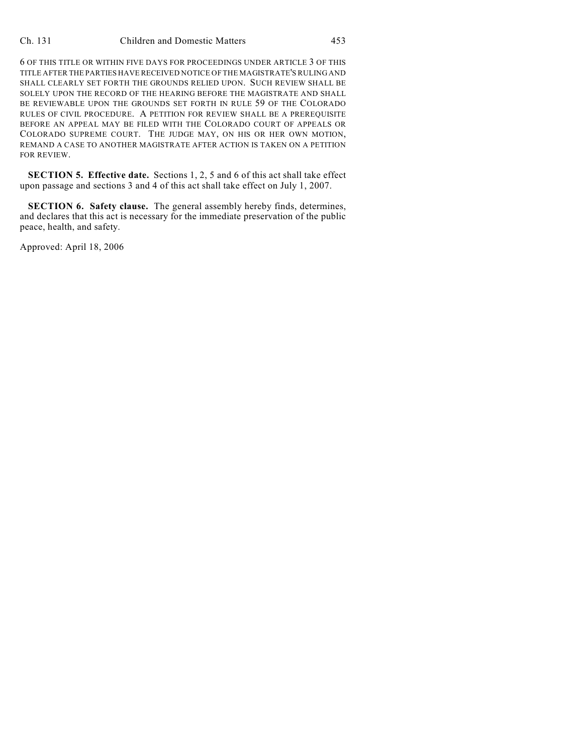6 OF THIS TITLE OR WITHIN FIVE DAYS FOR PROCEEDINGS UNDER ARTICLE 3 OF THIS TITLE AFTER THE PARTIES HAVE RECEIVED NOTICE OF THE MAGISTRATE'S RULING AND SHALL CLEARLY SET FORTH THE GROUNDS RELIED UPON. SUCH REVIEW SHALL BE SOLELY UPON THE RECORD OF THE HEARING BEFORE THE MAGISTRATE AND SHALL BE REVIEWABLE UPON THE GROUNDS SET FORTH IN RULE 59 OF THE COLORADO RULES OF CIVIL PROCEDURE. A PETITION FOR REVIEW SHALL BE A PREREQUISITE BEFORE AN APPEAL MAY BE FILED WITH THE COLORADO COURT OF APPEALS OR COLORADO SUPREME COURT. THE JUDGE MAY, ON HIS OR HER OWN MOTION, REMAND A CASE TO ANOTHER MAGISTRATE AFTER ACTION IS TAKEN ON A PETITION FOR REVIEW.

**SECTION 5. Effective date.** Sections 1, 2, 5 and 6 of this act shall take effect upon passage and sections 3 and 4 of this act shall take effect on July 1, 2007.

**SECTION 6. Safety clause.** The general assembly hereby finds, determines, and declares that this act is necessary for the immediate preservation of the public peace, health, and safety.

Approved: April 18, 2006